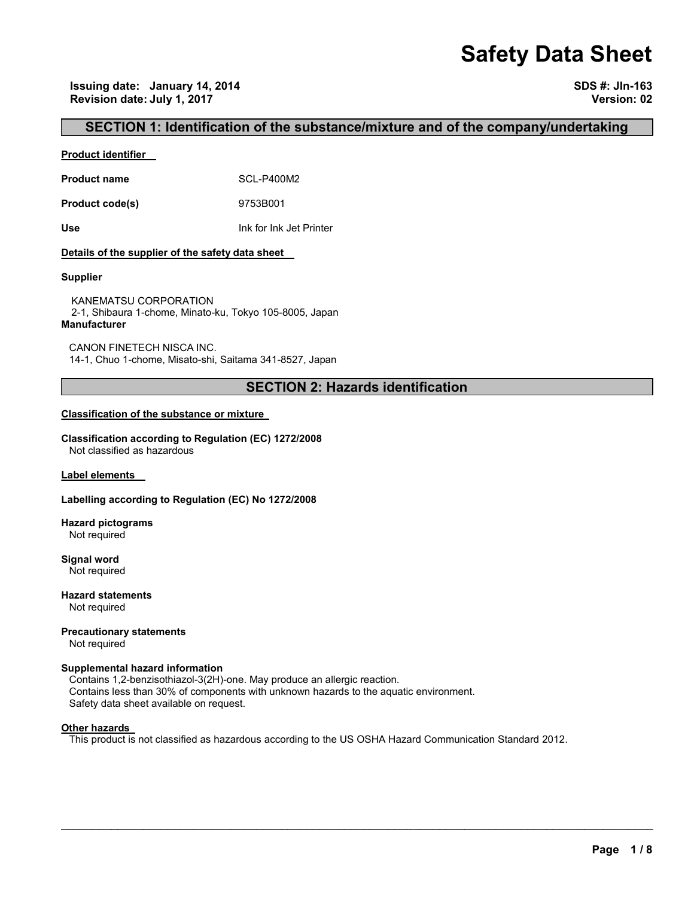# Safety Data Sheet

**Issuing date: January 14, 2014**
**Revision date: July 1, 2017**

**SDS #: JIn-163**
**Version: 02**

## SECTION 1: Identification of the substance/mixture and of the company/undertaking

**Product identifier**

**Product name** SCL-P400M2

**Product code(s)** 9753B001

**Use** Ink for Ink Jet Printer

**Details of the supplier of the safety data sheet**

**Supplier**

KANEMATSU CORPORATION
2-1, Shibaura 1-chome, Minato-ku, Tokyo 105-8005, Japan

**Manufacturer**

CANON FINETECH NISCA INC.
14-1, Chuo 1-chome, Misato-shi, Saitama 341-8527, Japan

## SECTION 2: Hazards identification

**Classification of the substance or mixture**

**Classification according to Regulation (EC) 1272/2008**
Not classified as hazardous

**Label elements**

**Labelling according to Regulation (EC) No 1272/2008**

**Hazard pictograms**
Not required

**Signal word**
Not required

**Hazard statements**
Not required

**Precautionary statements**
Not required

**Supplemental hazard information**
Contains 1,2-benzisothiazol-3(2H)-one. May produce an allergic reaction.
Contains less than 30% of components with unknown hazards to the aquatic environment.
Safety data sheet available on request.

**Other hazards**
This product is not classified as hazardous according to the US OSHA Hazard Communication Standard 2012.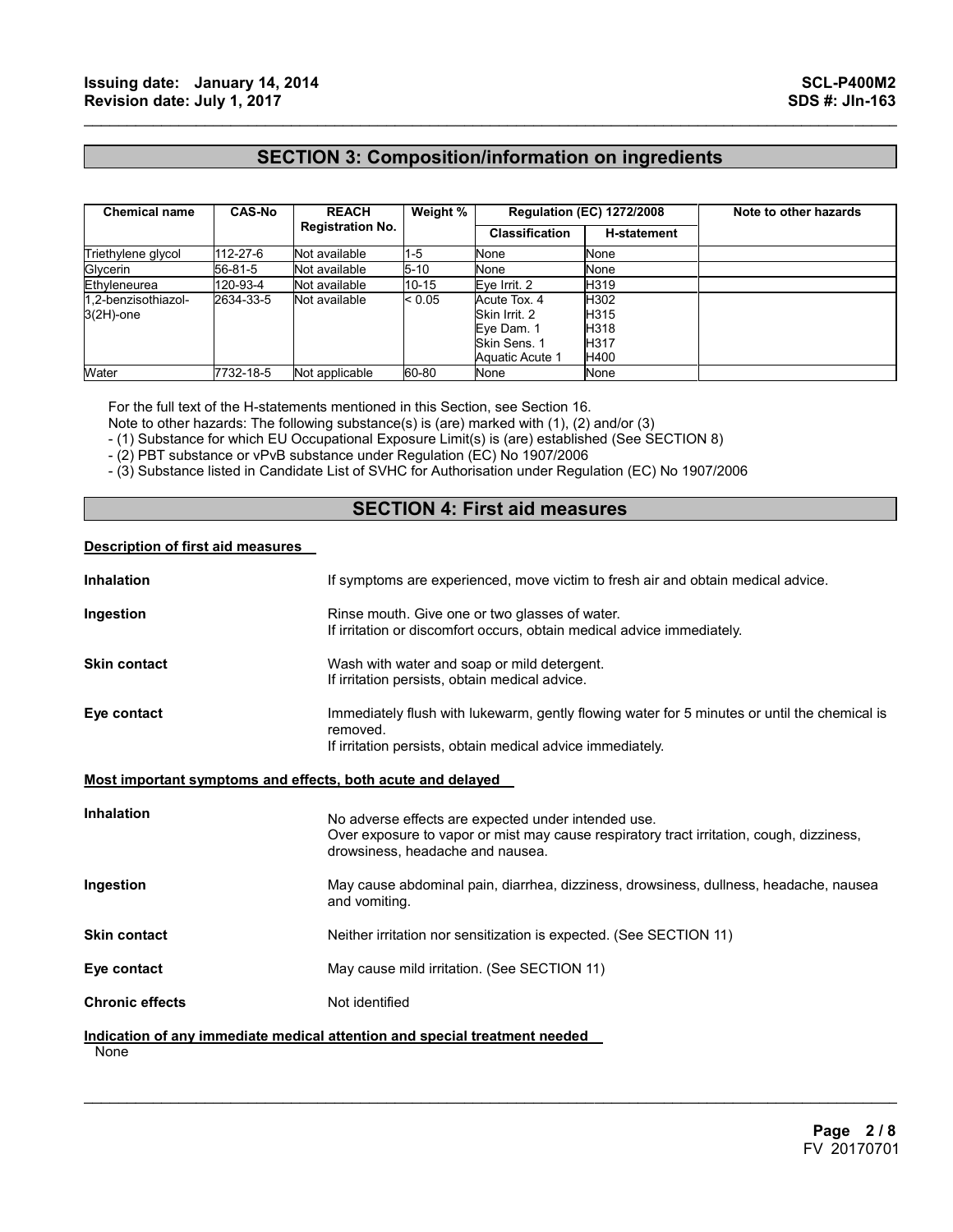## SECTION 3: Composition/information on ingredients

| Chemical name | CAS-No | REACH Registration No. | Weight % | Regulation (EC) 1272/2008 | | Note to other hazards |
|---|---|---|---|---|---|---|
| | | | | Classification | H-statement | |
| Triethylene glycol | 112-27-6 | Not available | 1-5 | None | None | |
| Glycerin | 56-81-5 | Not available | 5-10 | None | None | |
| Ethyleneurea | 120-93-4 | Not available | 10-15 | Eye Irrit. 2 | H319 | |
| 1,2-benzisothiazol-3(2H)-one | 2634-33-5 | Not available | < 0.05 | Acute Tox. 4<br>Skin Irrit. 2<br>Eye Dam. 1<br>Skin Sens. 1<br>Aquatic Acute 1 | H302<br>H315<br>H318<br>H317<br>H400 | |
| Water | 7732-18-5 | Not applicable | 60-80 | None | None | |

For the full text of the H-statements mentioned in this Section, see Section 16.
Note to other hazards: The following substance(s) is (are) marked with (1), (2) and/or (3)
- (1) Substance for which EU Occupational Exposure Limit(s) is (are) established (See SECTION 8)
- (2) PBT substance or vPvB substance under Regulation (EC) No 1907/2006
- (3) Substance listed in Candidate List of SVHC for Authorisation under Regulation (EC) No 1907/2006

## SECTION 4: First aid measures

**Description of first aid measures**

**Inhalation**
If symptoms are experienced, move victim to fresh air and obtain medical advice.

**Ingestion**
Rinse mouth. Give one or two glasses of water.
If irritation or discomfort occurs, obtain medical advice immediately.

**Skin contact**
Wash with water and soap or mild detergent.
If irritation persists, obtain medical advice.

**Eye contact**
Immediately flush with lukewarm, gently flowing water for 5 minutes or until the chemical is removed.
If irritation persists, obtain medical advice immediately.

**Most important symptoms and effects, both acute and delayed**

**Inhalation**
No adverse effects are expected under intended use.
Over exposure to vapor or mist may cause respiratory tract irritation, cough, dizziness, drowsiness, headache and nausea.

**Ingestion**
May cause abdominal pain, diarrhea, dizziness, drowsiness, dullness, headache, nausea and vomiting.

**Skin contact**
Neither irritation nor sensitization is expected. (See SECTION 11)

**Eye contact**
May cause mild irritation. (See SECTION 11)

**Chronic effects**
Not identified

**Indication of any immediate medical attention and special treatment needed**

None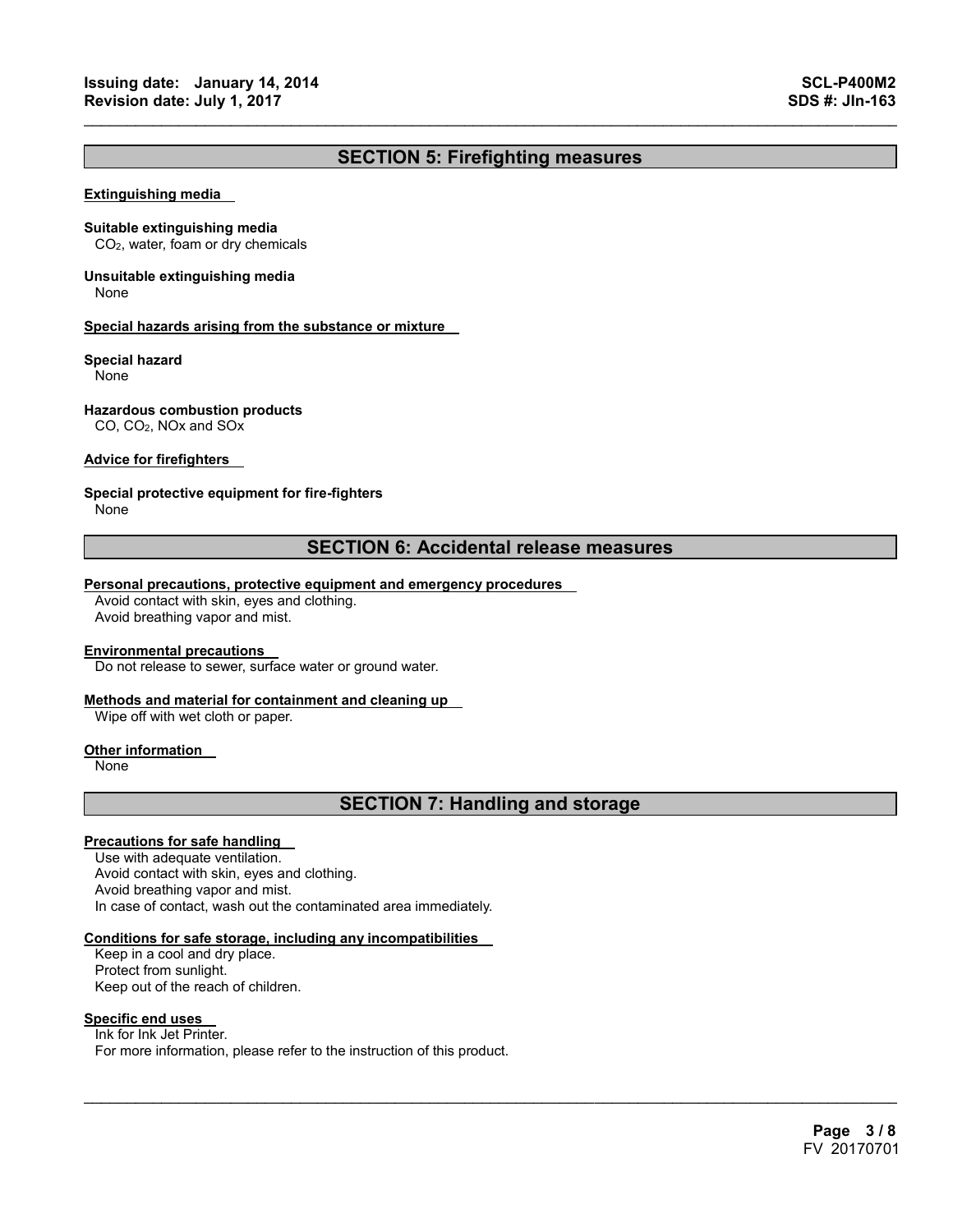## SECTION 5: Firefighting measures

**Extinguishing media**

**Suitable extinguishing media**
$CO_2$, water, foam or dry chemicals

**Unsuitable extinguishing media**
None

**Special hazards arising from the substance or mixture**

**Special hazard**
None

**Hazardous combustion products**
CO, $CO_2$, NOx and SOx

**Advice for firefighters**

**Special protective equipment for fire-fighters**
None

## SECTION 6: Accidental release measures

**Personal precautions, protective equipment and emergency procedures**
Avoid contact with skin, eyes and clothing.
Avoid breathing vapor and mist.

**Environmental precautions**
Do not release to sewer, surface water or ground water.

**Methods and material for containment and cleaning up**
Wipe off with wet cloth or paper.

**Other information**
None

## SECTION 7: Handling and storage

**Precautions for safe handling**
Use with adequate ventilation.
Avoid contact with skin, eyes and clothing.
Avoid breathing vapor and mist.
In case of contact, wash out the contaminated area immediately.

**Conditions for safe storage, including any incompatibilities**
Keep in a cool and dry place.
Protect from sunlight.
Keep out of the reach of children.

**Specific end uses**
Ink for Ink Jet Printer.
For more information, please refer to the instruction of this product.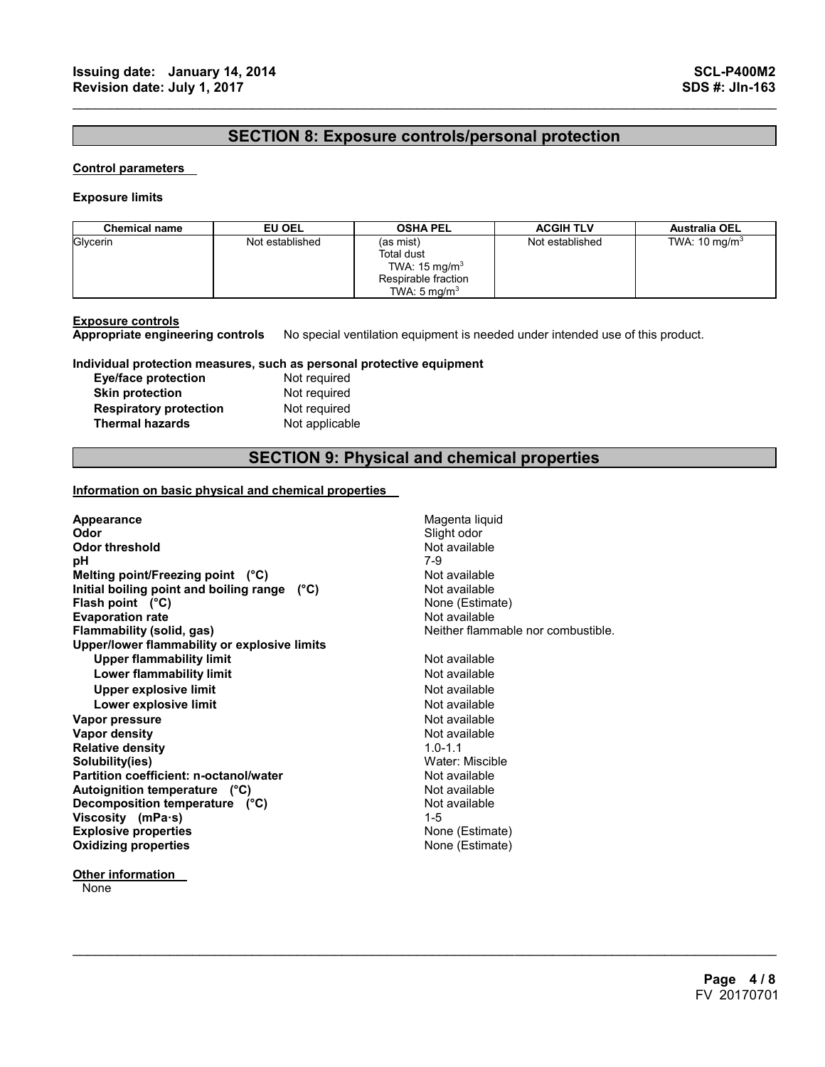## SECTION 8: Exposure controls/personal protection

**Control parameters**

**Exposure limits**

| Chemical name | EU OEL | OSHA PEL | ACGIH TLV | Australia OEL |
|---|---|---|---|---|
| Glycerin | Not established | (as mist)<br>Total dust<br>TWA: 15 mg/m$^3$<br>Respirable fraction<br>TWA: 5 mg/m$^3$ | Not established | TWA: 10 mg/m$^3$ |

**Exposure controls**

**Appropriate engineering controls** No special ventilation equipment is needed under intended use of this product.

**Individual protection measures, such as personal protective equipment**

| | |
|---|---|
| **Eye/face protection** | Not required |
| **Skin protection** | Not required |
| **Respiratory protection** | Not required |
| **Thermal hazards** | Not applicable |

## SECTION 9: Physical and chemical properties

**Information on basic physical and chemical properties**

| | |
|---|---|
| **Appearance** | Magenta liquid |
| **Odor** | Slight odor |
| **Odor threshold** | Not available |
| **pH** | 7-9 |
| **Melting point/Freezing point (°C)** | Not available |
| **Initial boiling point and boiling range (°C)** | Not available |
| **Flash point (°C)** | None (Estimate) |
| **Evaporation rate** | Not available |
| **Flammability (solid, gas)** | Neither flammable nor combustible. |
| **Upper/lower flammability or explosive limits** | |
| **Upper flammability limit** | Not available |
| **Lower flammability limit** | Not available |
| **Upper explosive limit** | Not available |
| **Lower explosive limit** | Not available |
| **Vapor pressure** | Not available |
| **Vapor density** | Not available |
| **Relative density** | 1.0-1.1 |
| **Solubility(ies)** | Water: Miscible |
| **Partition coefficient: n-octanol/water** | Not available |
| **Autoignition temperature (°C)** | Not available |
| **Decomposition temperature (°C)** | Not available |
| **Viscosity (mPa·s)** | 1-5 |
| **Explosive properties** | None (Estimate) |
| **Oxidizing properties** | None (Estimate) |

**Other information**

None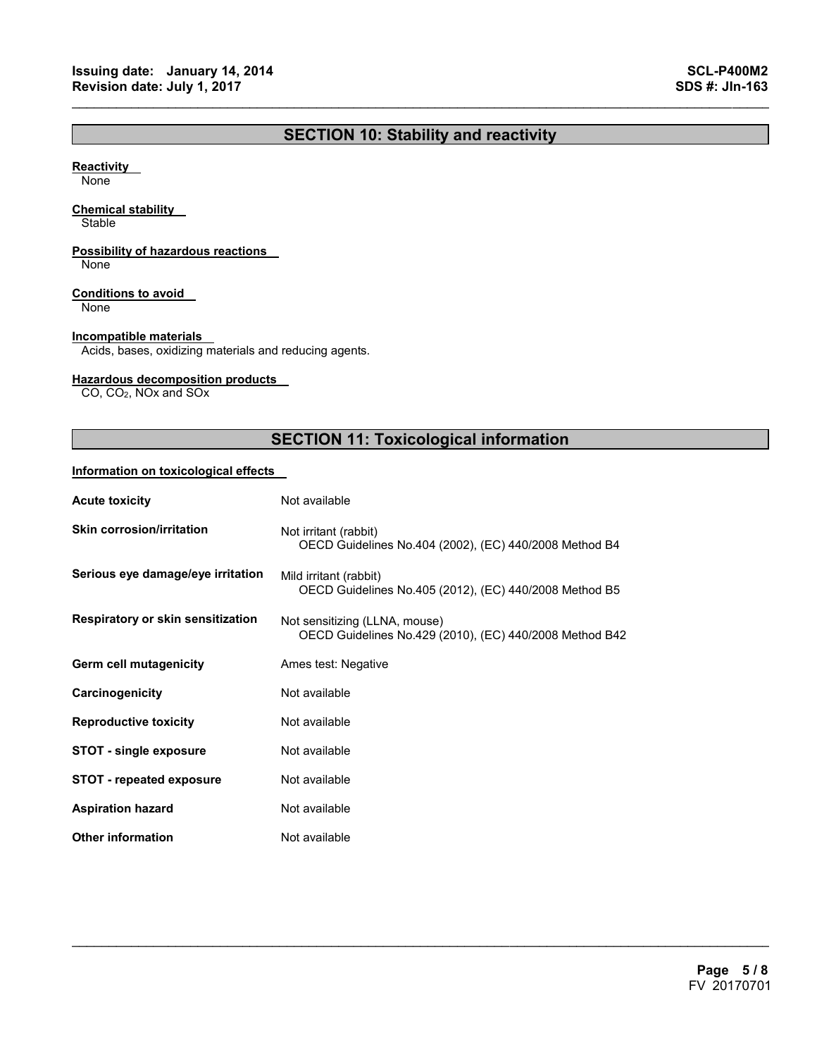## SECTION 10: Stability and reactivity

**Reactivity**
None

**Chemical stability**
Stable

**Possibility of hazardous reactions**
None

**Conditions to avoid**
None

**Incompatible materials**
Acids, bases, oxidizing materials and reducing agents.

**Hazardous decomposition products**
CO, $CO_2$, NOx and SOx

## SECTION 11: Toxicological information

**Information on toxicological effects**

| | |
|---|---|
| **Acute toxicity** | Not available |
| **Skin corrosion/irritation** | Not irritant (rabbit)<br>OECD Guidelines No.404 (2002), (EC) 440/2008 Method B4 |
| **Serious eye damage/eye irritation** | Mild irritant (rabbit)<br>OECD Guidelines No.405 (2012), (EC) 440/2008 Method B5 |
| **Respiratory or skin sensitization** | Not sensitizing (LLNA, mouse)<br>OECD Guidelines No.429 (2010), (EC) 440/2008 Method B42 |
| **Germ cell mutagenicity** | Ames test: Negative |
| **Carcinogenicity** | Not available |
| **Reproductive toxicity** | Not available |
| **STOT - single exposure** | Not available |
| **STOT - repeated exposure** | Not available |
| **Aspiration hazard** | Not available |
| **Other information** | Not available |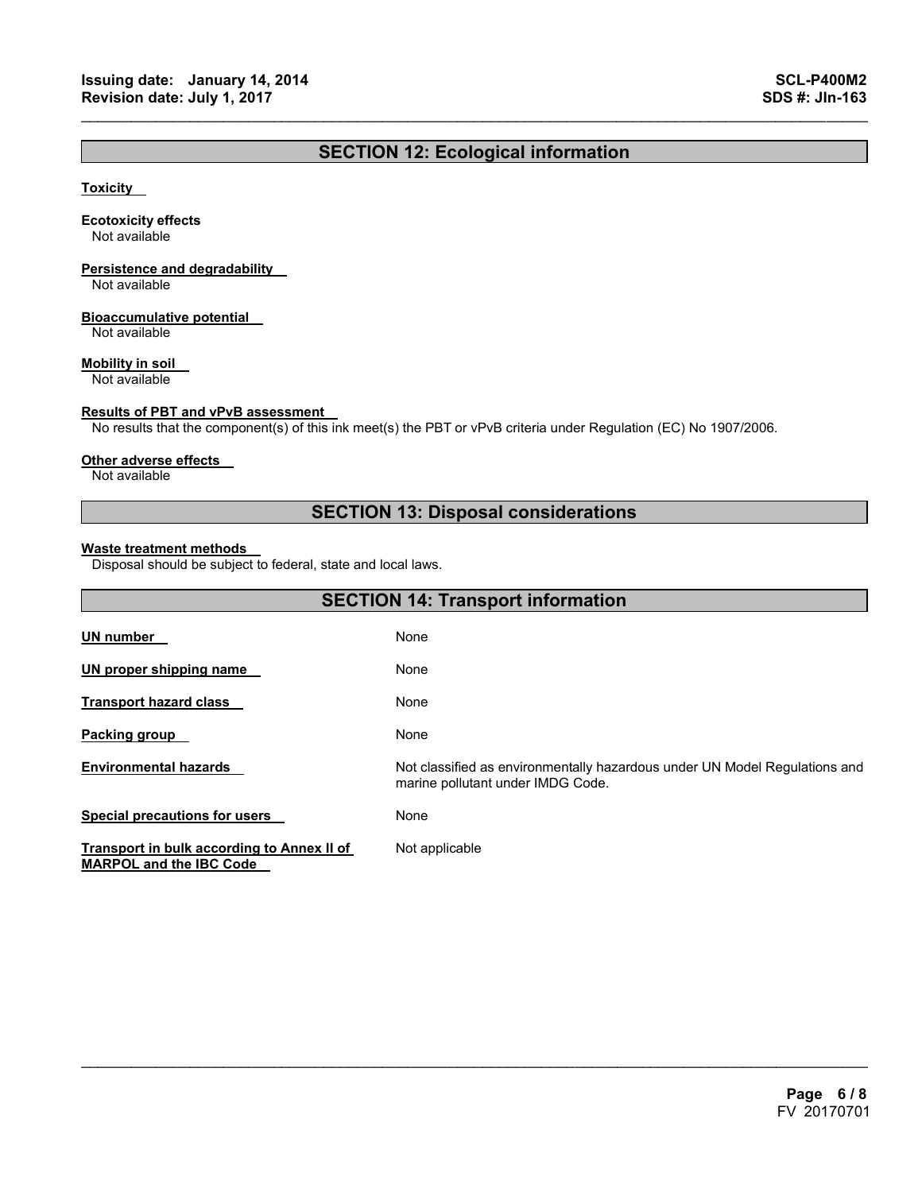## SECTION 12: Ecological information

**Toxicity**

**Ecotoxicity effects**
Not available

**Persistence and degradability**
Not available

**Bioaccumulative potential**
Not available

**Mobility in soil**
Not available

**Results of PBT and vPvB assessment**
No results that the component(s) of this ink meet(s) the PBT or vPvB criteria under Regulation (EC) No 1907/2006.

**Other adverse effects**
Not available

## SECTION 13: Disposal considerations

**Waste treatment methods**
Disposal should be subject to federal, state and local laws.

## SECTION 14: Transport information

| | |
|---|---|
| **UN number** | None |
| **UN proper shipping name** | None |
| **Transport hazard class** | None |
| **Packing group** | None |
| **Environmental hazards** | Not classified as environmentally hazardous under UN Model Regulations and marine pollutant under IMDG Code. |
| **Special precautions for users** | None |
| **Transport in bulk according to Annex II of MARPOL and the IBC Code** | Not applicable |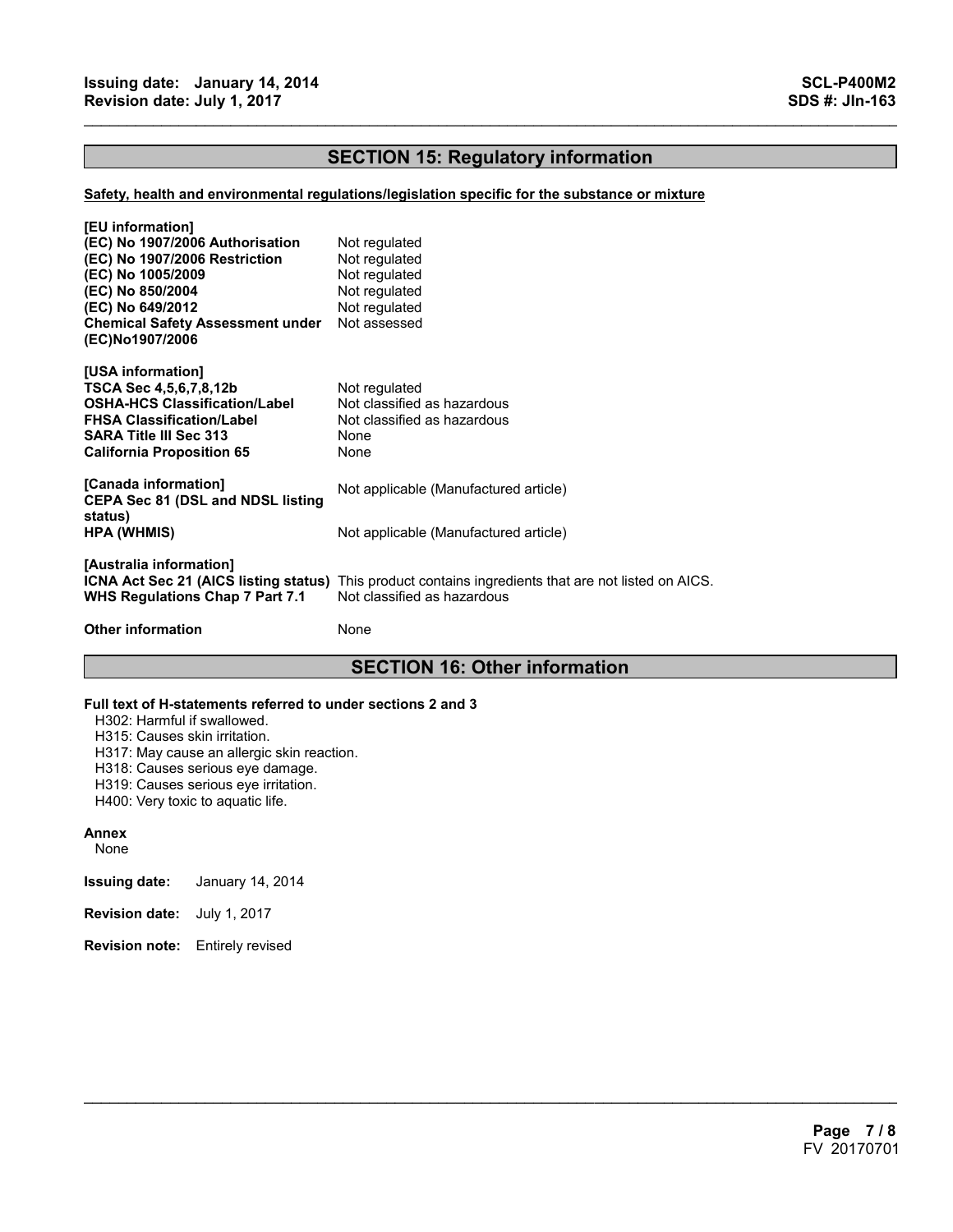## SECTION 15: Regulatory information

**Safety, health and environmental regulations/legislation specific for the substance or mixture**

**[EU information]**

| | |
|---|---|
| **(EC) No 1907/2006 Authorisation** | Not regulated |
| **(EC) No 1907/2006 Restriction** | Not regulated |
| **(EC) No 1005/2009** | Not regulated |
| **(EC) No 850/2004** | Not regulated |
| **(EC) No 649/2012** | Not regulated |
| **Chemical Safety Assessment under (EC)No1907/2006** | Not assessed |

**[USA information]**

| | |
|---|---|
| **TSCA Sec 4,5,6,7,8,12b** | Not regulated |
| **OSHA-HCS Classification/Label** | Not classified as hazardous |
| **FHSA Classification/Label** | Not classified as hazardous |
| **SARA Title III Sec 313** | None |
| **California Proposition 65** | None |

**[Canada information]**

| | |
|---|---|
| **CEPA Sec 81 (DSL and NDSL listing status)** | Not applicable (Manufactured article) |
| **HPA (WHMIS)** | Not applicable (Manufactured article) |

**[Australia information]**

| | |
|---|---|
| **ICNA Act Sec 21 (AICS listing status)** | This product contains ingredients that are not listed on AICS. |
| **WHS Regulations Chap 7 Part 7.1** | Not classified as hazardous |

**Other information** None

## SECTION 16: Other information

**Full text of H-statements referred to under sections 2 and 3**

H302: Harmful if swallowed.
H315: Causes skin irritation.
H317: May cause an allergic skin reaction.
H318: Causes serious eye damage.
H319: Causes serious eye irritation.
H400: Very toxic to aquatic life.

**Annex**

None

**Issuing date:** January 14, 2014

**Revision date:** July 1, 2017

**Revision note:** Entirely revised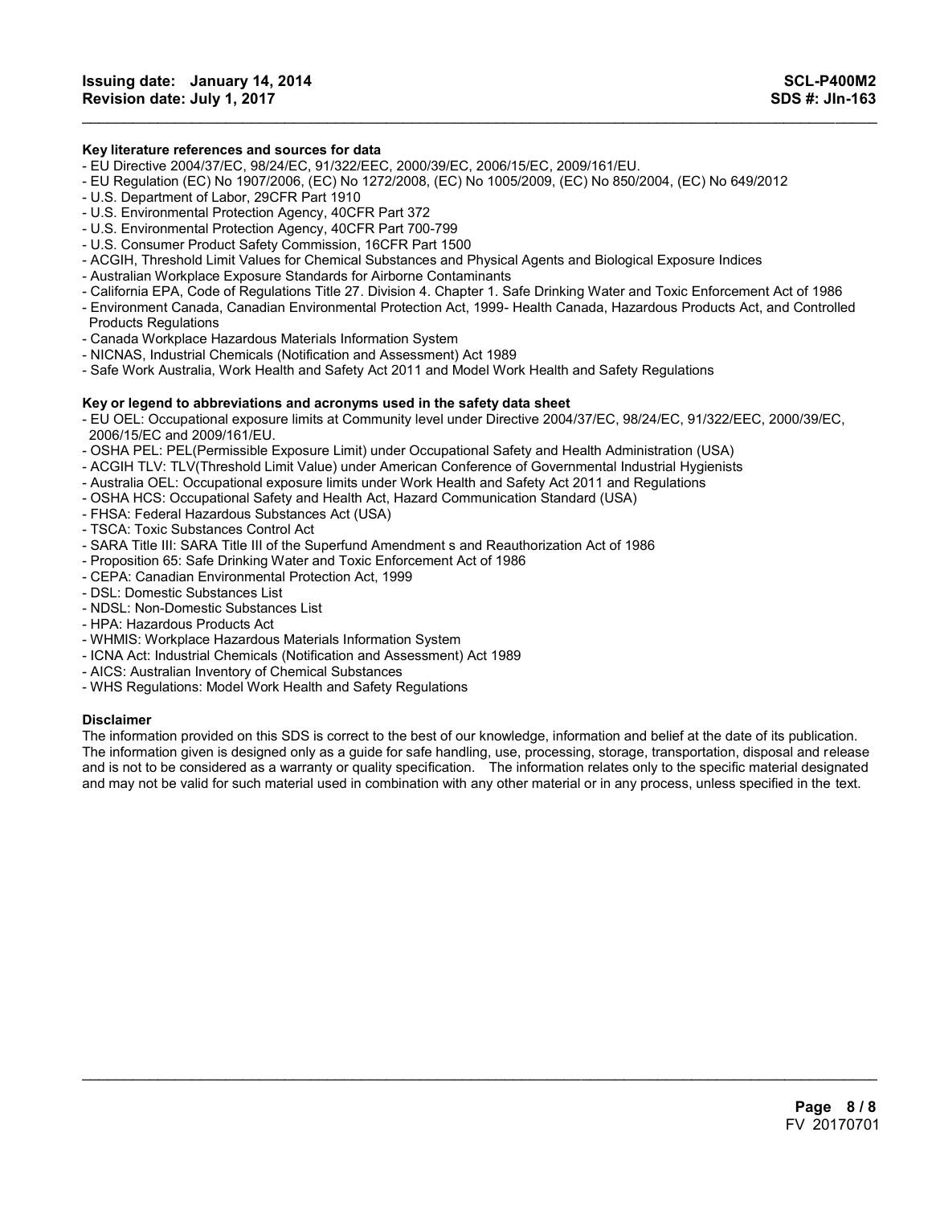**Key literature references and sources for data**

- EU Directive 2004/37/EC, 98/24/EC, 91/322/EEC, 2000/39/EC, 2006/15/EC, 2009/161/EU.
- EU Regulation (EC) No 1907/2006, (EC) No 1272/2008, (EC) No 1005/2009, (EC) No 850/2004, (EC) No 649/2012
- U.S. Department of Labor, 29CFR Part 1910
- U.S. Environmental Protection Agency, 40CFR Part 372
- U.S. Environmental Protection Agency, 40CFR Part 700-799
- U.S. Consumer Product Safety Commission, 16CFR Part 1500
- ACGIH, Threshold Limit Values for Chemical Substances and Physical Agents and Biological Exposure Indices
- Australian Workplace Exposure Standards for Airborne Contaminants
- California EPA, Code of Regulations Title 27. Division 4. Chapter 1. Safe Drinking Water and Toxic Enforcement Act of 1986
- Environment Canada, Canadian Environmental Protection Act, 1999- Health Canada, Hazardous Products Act, and Controlled Products Regulations
- Canada Workplace Hazardous Materials Information System
- NICNAS, Industrial Chemicals (Notification and Assessment) Act 1989
- Safe Work Australia, Work Health and Safety Act 2011 and Model Work Health and Safety Regulations

**Key or legend to abbreviations and acronyms used in the safety data sheet**

- EU OEL: Occupational exposure limits at Community level under Directive 2004/37/EC, 98/24/EC, 91/322/EEC, 2000/39/EC, 2006/15/EC and 2009/161/EU.
- OSHA PEL: PEL(Permissible Exposure Limit) under Occupational Safety and Health Administration (USA)
- ACGIH TLV: TLV(Threshold Limit Value) under American Conference of Governmental Industrial Hygienists
- Australia OEL: Occupational exposure limits under Work Health and Safety Act 2011 and Regulations
- OSHA HCS: Occupational Safety and Health Act, Hazard Communication Standard (USA)
- FHSA: Federal Hazardous Substances Act (USA)
- TSCA: Toxic Substances Control Act
- SARA Title III: SARA Title III of the Superfund Amendment s and Reauthorization Act of 1986
- Proposition 65: Safe Drinking Water and Toxic Enforcement Act of 1986
- CEPA: Canadian Environmental Protection Act, 1999
- DSL: Domestic Substances List
- NDSL: Non-Domestic Substances List
- HPA: Hazardous Products Act
- WHMIS: Workplace Hazardous Materials Information System
- ICNA Act: Industrial Chemicals (Notification and Assessment) Act 1989
- AICS: Australian Inventory of Chemical Substances
- WHS Regulations: Model Work Health and Safety Regulations

**Disclaimer**

The information provided on this SDS is correct to the best of our knowledge, information and belief at the date of its publication. The information given is designed only as a guide for safe handling, use, processing, storage, transportation, disposal and release and is not to be considered as a warranty or quality specification. The information relates only to the specific material designated and may not be valid for such material used in combination with any other material or in any process, unless specified in the text.